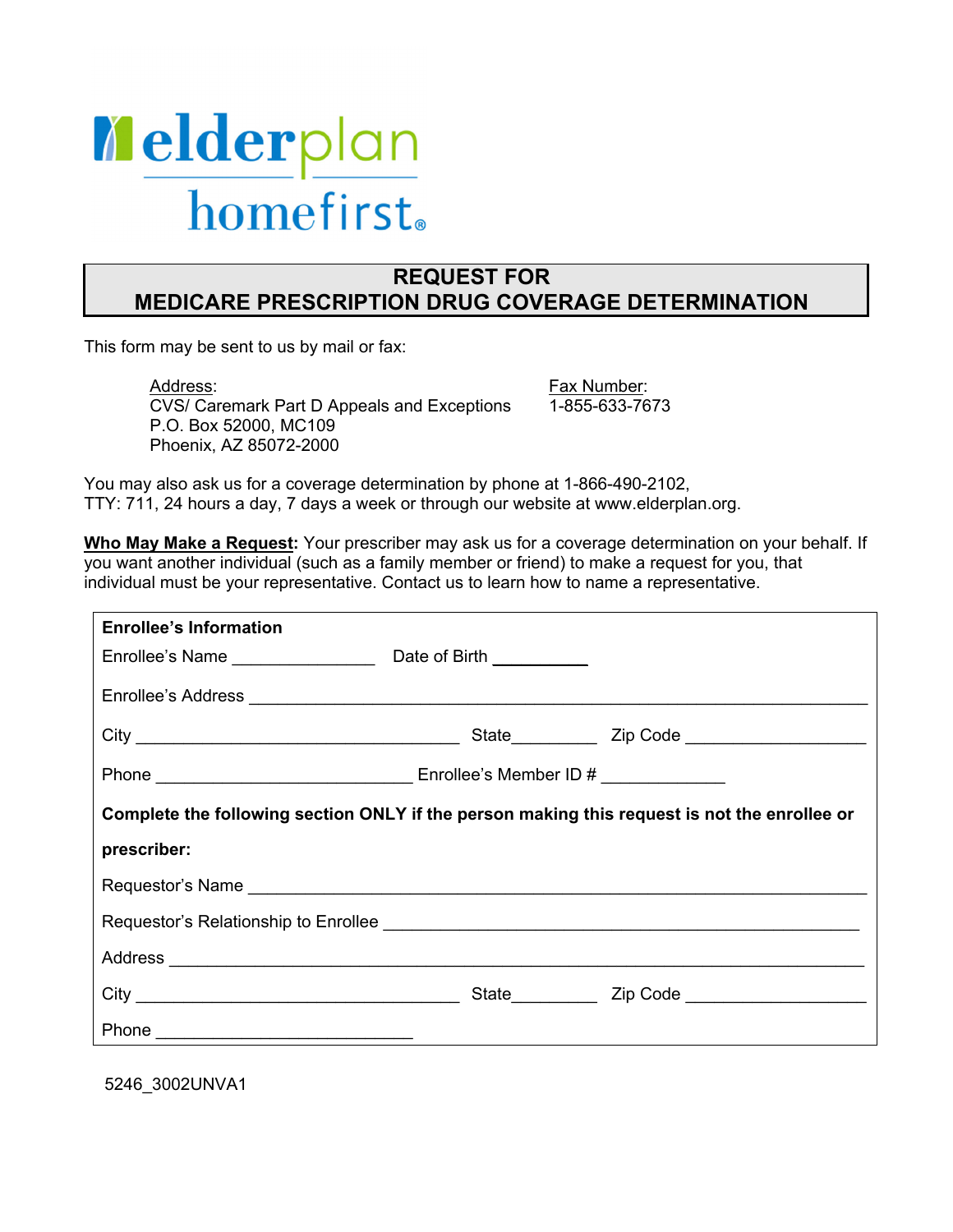elderplan homefirst®

# REQUEST FOR MEDICARE PRESCRIPTION DRUG COVERAGE DETERMINATION

This form may be sent to us by mail or fax:

Address:
CVS/ Caremark Part D Appeals and Exceptions
P.O. Box 52000, MC109
Phoenix, AZ 85072-2000

Fax Number:
1-855-633-7673

You may also ask us for a coverage determination by phone at 1-866-490-2102, TTY: 711, 24 hours a day, 7 days a week or through our website at www.elderplan.org.

**Who May Make a Request:** Your prescriber may ask us for a coverage determination on your behalf. If you want another individual (such as a family member or friend) to make a request for you, that individual must be your representative. Contact us to learn how to name a representative.

**Enrollee's Information**

Enrollee's Name _______________ Date of Birth __________

Enrollee's Address ______________________________________________________________

City ___________________________________ State_________ Zip Code ___________________

Phone ____________________________ Enrollee's Member ID # _____________

**Complete the following section ONLY if the person making this request is not the enrollee or prescriber:**

Requestor's Name ______________________________________________________________

Requestor's Relationship to Enrollee _____________________________________________

Address ______________________________________________________________________

City ___________________________________ State_________ Zip Code ___________________

Phone ____________________________

5246_3002UNVA1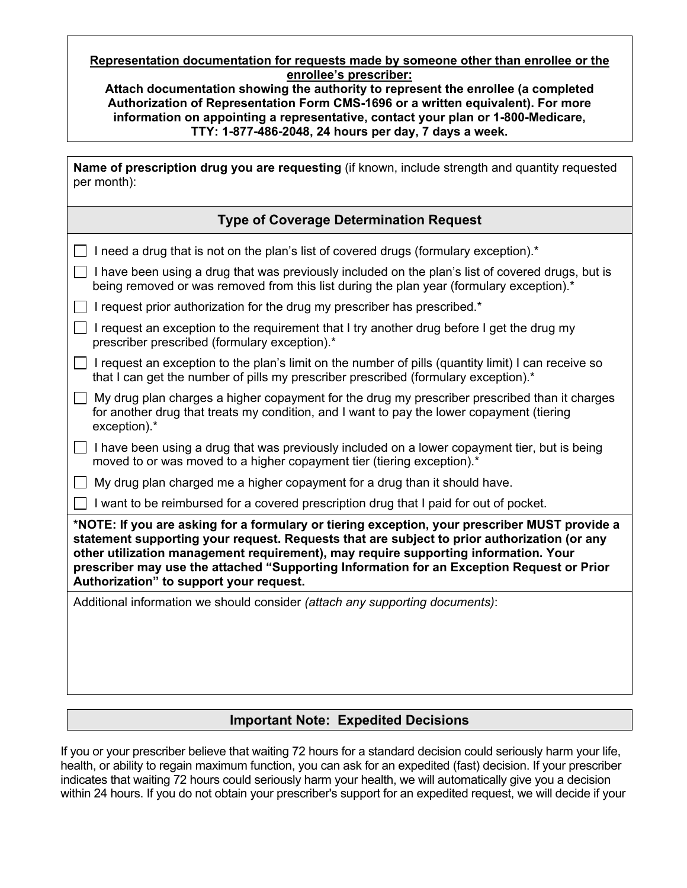**Representation documentation for requests made by someone other than enrollee or the enrollee's prescriber:**

**Attach documentation showing the authority to represent the enrollee (a completed Authorization of Representation Form CMS-1696 or a written equivalent). For more information on appointing a representative, contact your plan or 1-800-Medicare, TTY: 1-877-486-2048, 24 hours per day, 7 days a week.**

**Name of prescription drug you are requesting** (if known, include strength and quantity requested per month):

## Type of Coverage Determination Request

- ☐ I need a drug that is not on the plan's list of covered drugs (formulary exception).*
- ☐ I have been using a drug that was previously included on the plan's list of covered drugs, but is being removed or was removed from this list during the plan year (formulary exception).*
- ☐ I request prior authorization for the drug my prescriber has prescribed.*
- ☐ I request an exception to the requirement that I try another drug before I get the drug my prescriber prescribed (formulary exception).*
- ☐ I request an exception to the plan's limit on the number of pills (quantity limit) I can receive so that I can get the number of pills my prescriber prescribed (formulary exception).*
- ☐ My drug plan charges a higher copayment for the drug my prescriber prescribed than it charges for another drug that treats my condition, and I want to pay the lower copayment (tiering exception).*
- ☐ I have been using a drug that was previously included on a lower copayment tier, but is being moved to or was moved to a higher copayment tier (tiering exception).*
- ☐ My drug plan charged me a higher copayment for a drug than it should have.
- ☐ I want to be reimbursed for a covered prescription drug that I paid for out of pocket.

**\*NOTE: If you are asking for a formulary or tiering exception, your prescriber MUST provide a statement supporting your request. Requests that are subject to prior authorization (or any other utilization management requirement), may require supporting information. Your prescriber may use the attached "Supporting Information for an Exception Request or Prior Authorization" to support your request.**

Additional information we should consider *(attach any supporting documents)*:

## Important Note: Expedited Decisions

If you or your prescriber believe that waiting 72 hours for a standard decision could seriously harm your life, health, or ability to regain maximum function, you can ask for an expedited (fast) decision. If your prescriber indicates that waiting 72 hours could seriously harm your health, we will automatically give you a decision within 24 hours. If you do not obtain your prescriber's support for an expedited request, we will decide if your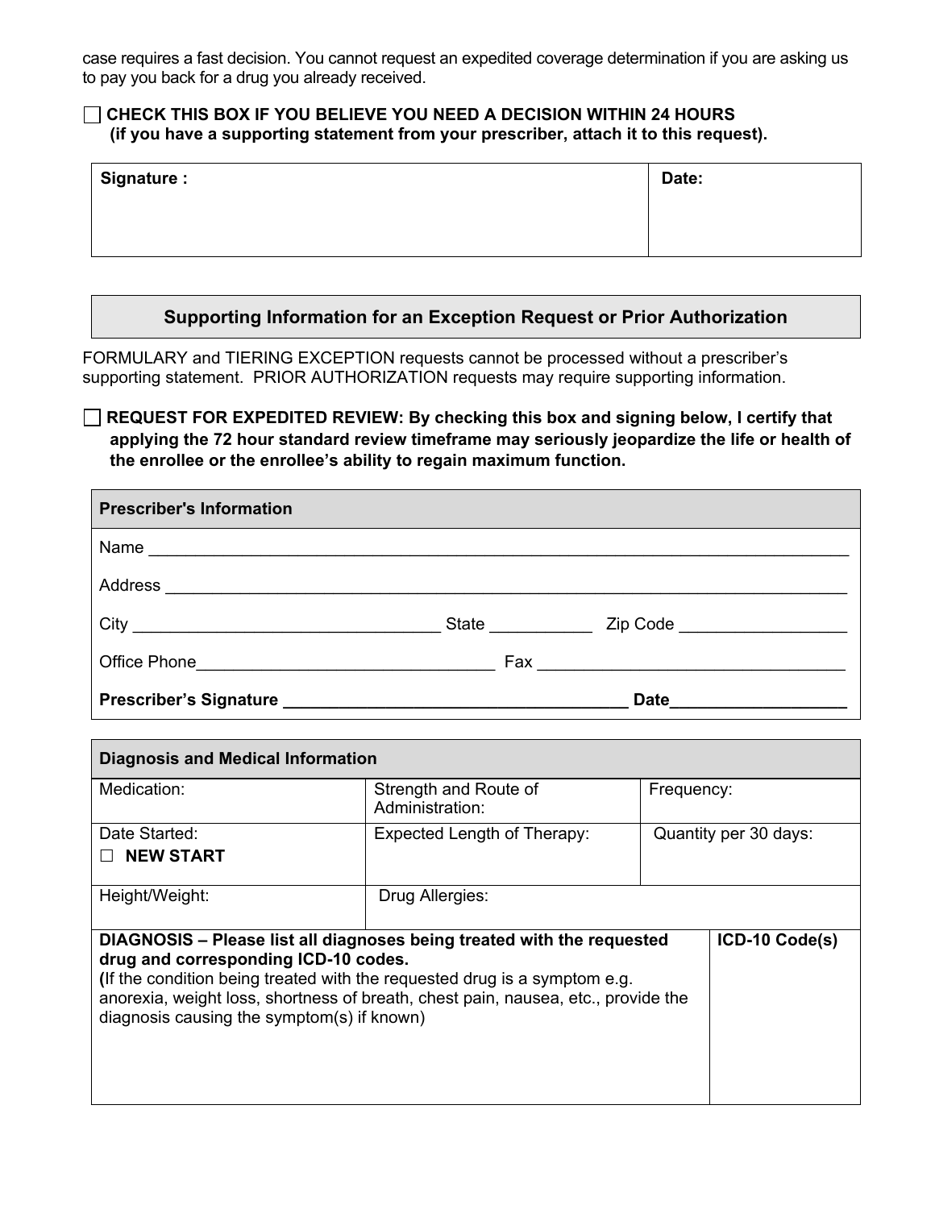case requires a fast decision. You cannot request an expedited coverage determination if you are asking us to pay you back for a drug you already received.

☐ **CHECK THIS BOX IF YOU BELIEVE YOU NEED A DECISION WITHIN 24 HOURS (if you have a supporting statement from your prescriber, attach it to this request).**

| Signature : | Date: |
|---|---|
| | |

## Supporting Information for an Exception Request or Prior Authorization

FORMULARY and TIERING EXCEPTION requests cannot be processed without a prescriber's supporting statement. PRIOR AUTHORIZATION requests may require supporting information.

☐ **REQUEST FOR EXPEDITED REVIEW: By checking this box and signing below, I certify that applying the 72 hour standard review timeframe may seriously jeopardize the life or health of the enrollee or the enrollee's ability to regain maximum function.**

| Prescriber's Information |
|---|
| Name ______________________________________________ |
| Address ______________________________________________ |
| City ______________________ State __________ Zip Code ______________ |
| Office Phone______________________ Fax ______________________ |
| **Prescriber's Signature ______________________ Date______________** |

| Diagnosis and Medical Information | | |
|---|---|---|
| Medication: | Strength and Route of Administration: | Frequency: |
| Date Started: ☐ **NEW START** | Expected Length of Therapy: | Quantity per 30 days: |
| Height/Weight: | Drug Allergies: | |

| **DIAGNOSIS – Please list all diagnoses being treated with the requested drug and corresponding ICD-10 codes.** (If the condition being treated with the requested drug is a symptom e.g. anorexia, weight loss, shortness of breath, chest pain, nausea, etc., provide the diagnosis causing the symptom(s) if known) | **ICD-10 Code(s)** |
|---|---|
| | |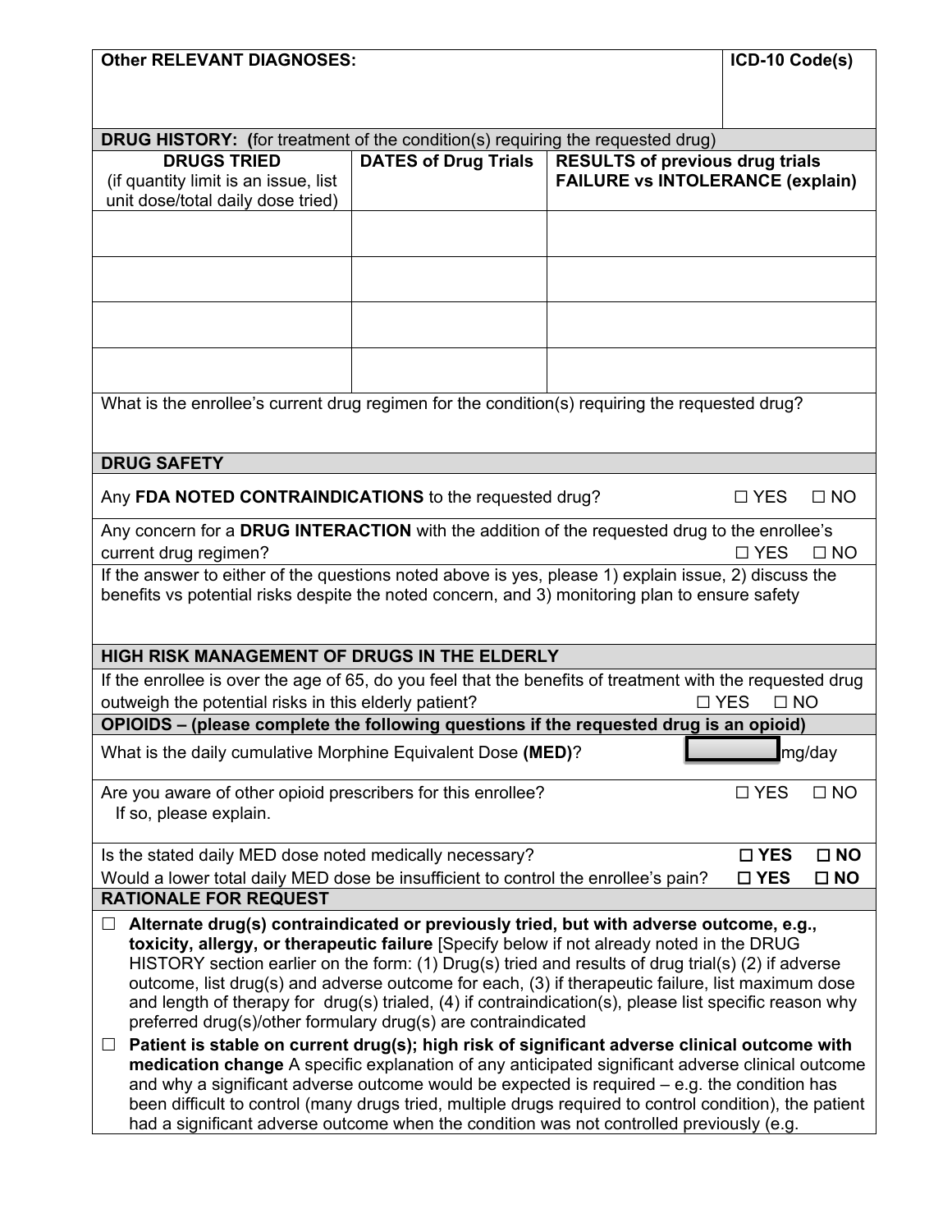| **Other RELEVANT DIAGNOSES:** | **ICD-10 Code(s)** |
|---|---|
| | |

**DRUG HISTORY: (**for treatment of the condition(s) requiring the requested drug)

| **DRUGS TRIED** (if quantity limit is an issue, list unit dose/total daily dose tried) | **DATES of Drug Trials** | **RESULTS of previous drug trials FAILURE vs INTOLERANCE (explain)** |
|---|---|---|
| | | |
| | | |
| | | |
| | | |

What is the enrollee's current drug regimen for the condition(s) requiring the requested drug?

**DRUG SAFETY**

Any **FDA NOTED CONTRAINDICATIONS** to the requested drug? ☐ YES ☐ NO

Any concern for a **DRUG INTERACTION** with the addition of the requested drug to the enrollee's current drug regimen? ☐ YES ☐ NO

If the answer to either of the questions noted above is yes, please 1) explain issue, 2) discuss the benefits vs potential risks despite the noted concern, and 3) monitoring plan to ensure safety

**HIGH RISK MANAGEMENT OF DRUGS IN THE ELDERLY**

If the enrollee is over the age of 65, do you feel that the benefits of treatment with the requested drug outweigh the potential risks in this elderly patient? ☐ YES ☐ NO

**OPIOIDS – (please complete the following questions if the requested drug is an opioid)**

What is the daily cumulative Morphine Equivalent Dose **(MED)**? ________ mg/day

Are you aware of other opioid prescribers for this enrollee? ☐ YES ☐ NO
If so, please explain.

Is the stated daily MED dose noted medically necessary? **☐ YES ☐ NO**

Would a lower total daily MED dose be insufficient to control the enrollee's pain? **☐ YES ☐ NO**

**RATIONALE FOR REQUEST**

☐ **Alternate drug(s) contraindicated or previously tried, but with adverse outcome, e.g., toxicity, allergy, or therapeutic failure** [Specify below if not already noted in the DRUG HISTORY section earlier on the form: (1) Drug(s) tried and results of drug trial(s) (2) if adverse outcome, list drug(s) and adverse outcome for each, (3) if therapeutic failure, list maximum dose and length of therapy for drug(s) trialed, (4) if contraindication(s), please list specific reason why preferred drug(s)/other formulary drug(s) are contraindicated

☐ **Patient is stable on current drug(s); high risk of significant adverse clinical outcome with medication change** A specific explanation of any anticipated significant adverse clinical outcome and why a significant adverse outcome would be expected is required – e.g. the condition has been difficult to control (many drugs tried, multiple drugs required to control condition), the patient had a significant adverse outcome when the condition was not controlled previously (e.g.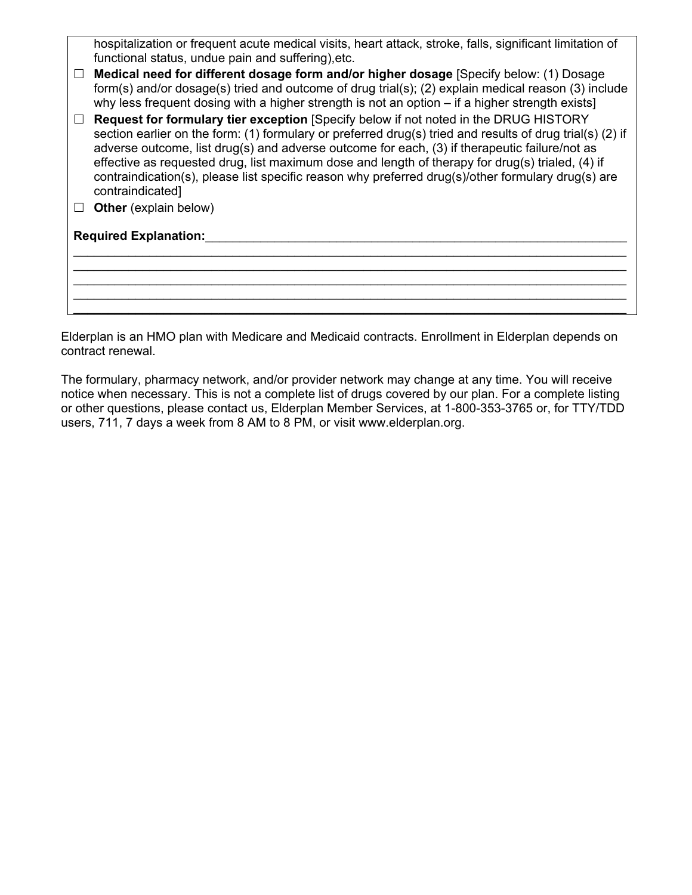hospitalization or frequent acute medical visits, heart attack, stroke, falls, significant limitation of functional status, undue pain and suffering),etc.

- ☐ **Medical need for different dosage form and/or higher dosage** [Specify below: (1) Dosage form(s) and/or dosage(s) tried and outcome of drug trial(s); (2) explain medical reason (3) include why less frequent dosing with a higher strength is not an option – if a higher strength exists]
- ☐ **Request for formulary tier exception** [Specify below if not noted in the DRUG HISTORY section earlier on the form: (1) formulary or preferred drug(s) tried and results of drug trial(s) (2) if adverse outcome, list drug(s) and adverse outcome for each, (3) if therapeutic failure/not as effective as requested drug, list maximum dose and length of therapy for drug(s) trialed, (4) if contraindication(s), please list specific reason why preferred drug(s)/other formulary drug(s) are contraindicated]
- ☐ **Other** (explain below)

**Required Explanation:**________________________________________________________________

________________________________________________________________________________

________________________________________________________________________________

________________________________________________________________________________

________________________________________________________________________________

________________________________________________________________________________

Elderplan is an HMO plan with Medicare and Medicaid contracts. Enrollment in Elderplan depends on contract renewal.

The formulary, pharmacy network, and/or provider network may change at any time. You will receive notice when necessary. This is not a complete list of drugs covered by our plan. For a complete listing or other questions, please contact us, Elderplan Member Services, at 1-800-353-3765 or, for TTY/TDD users, 711, 7 days a week from 8 AM to 8 PM, or visit www.elderplan.org.